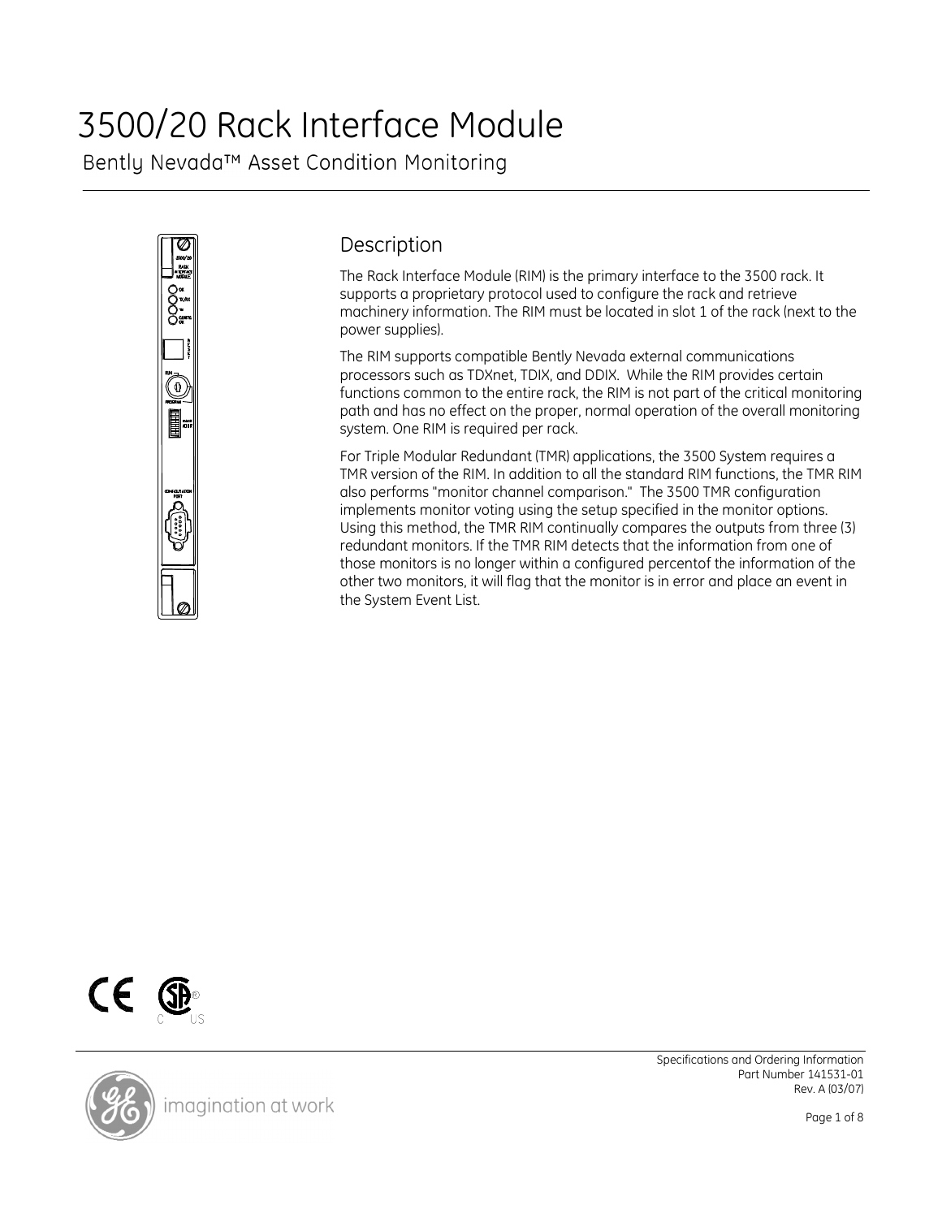# 3500/20 Rack Interface Module

Bently Nevada™ Asset Condition Monitoring

## Description

The Rack Interface Module (RIM) is the primary interface to the 3500 rack. It supports a proprietary protocol used to configure the rack and retrieve machinery information. The RIM must be located in slot 1 of the rack (next to the power supplies).

The RIM supports compatible Bently Nevada external communications processors such as TDXnet, TDIX, and DDIX. While the RIM provides certain functions common to the entire rack, the RIM is not part of the critical monitoring path and has no effect on the proper, normal operation of the overall monitoring system. One RIM is required per rack.

For Triple Modular Redundant (TMR) applications, the 3500 System requires a TMR version of the RIM. In addition to all the standard RIM functions, the TMR RIM also performs "monitor channel comparison." The 3500 TMR configuration implements monitor voting using the setup specified in the monitor options. Using this method, the TMR RIM continually compares the outputs from three (3) redundant monitors. If the TMR RIM detects that the information from one of those monitors is no longer within a configured percentof the information of the other two monitors, it will flag that the monitor is in error and place an event in the System Event List.

Specifications and Ordering Information
Part Number 141531-01
Rev. A (03/07)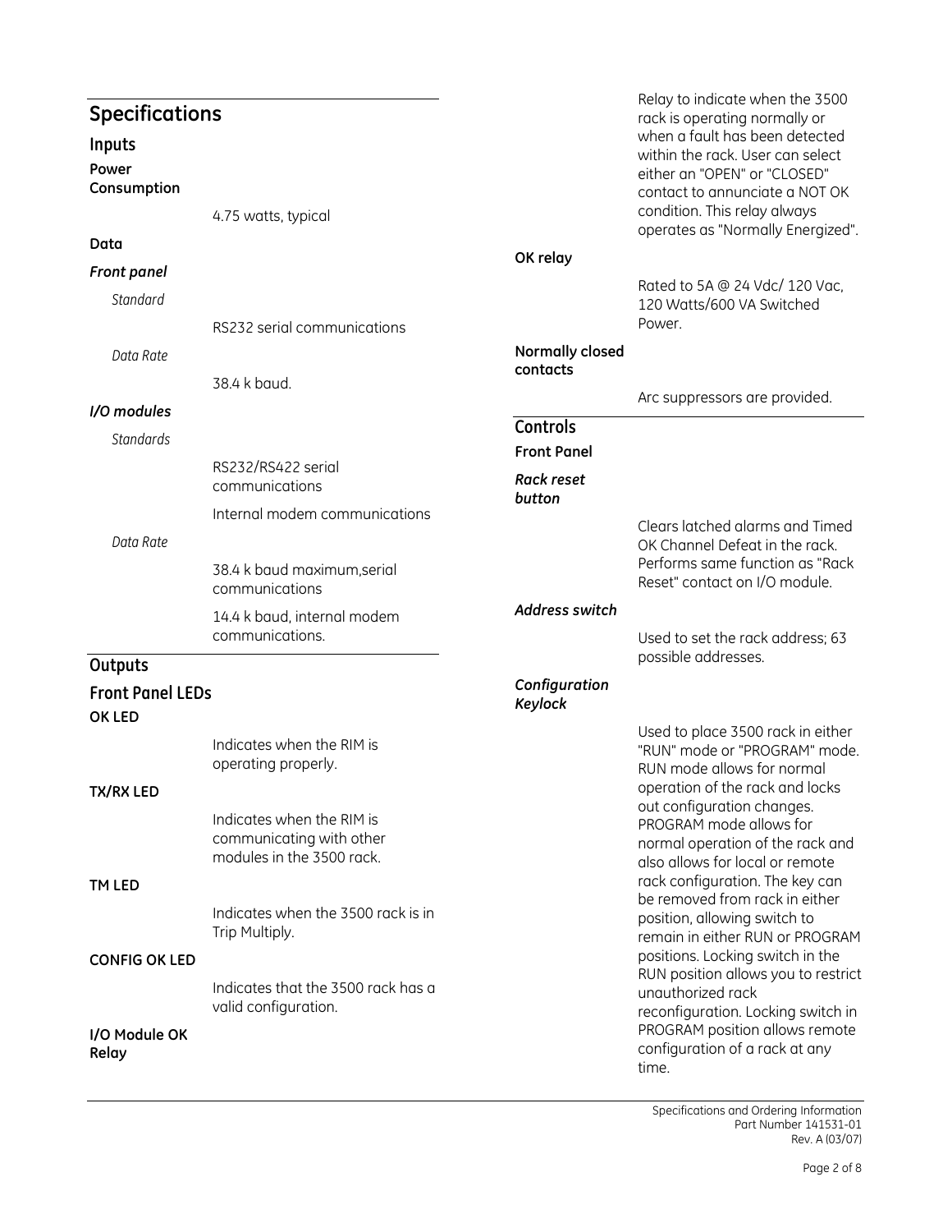## Specifications

### Inputs

**Power Consumption**

4.75 watts, typical

**Data**

***Front panel***

*Standard*

RS232 serial communications

*Data Rate*

38.4 k baud.

***I/O modules***

*Standards*

RS232/RS422 serial communications

Internal modem communications

*Data Rate*

38.4 k baud maximum,serial communications

14.4 k baud, internal modem communications.

### Outputs

### Front Panel LEDs

**OK LED**

Indicates when the RIM is operating properly.

**TX/RX LED**

Indicates when the RIM is communicating with other modules in the 3500 rack.

**TM LED**

Indicates when the 3500 rack is in Trip Multiply.

**CONFIG OK LED**

Indicates that the 3500 rack has a valid configuration.

**I/O Module OK Relay**

Relay to indicate when the 3500 rack is operating normally or when a fault has been detected within the rack. User can select either an "OPEN" or "CLOSED" contact to annunciate a NOT OK condition. This relay always operates as "Normally Energized".

**OK relay**

Rated to 5A @ 24 Vdc/ 120 Vac, 120 Watts/600 VA Switched Power.

**Normally closed contacts**

Arc suppressors are provided.

### Controls

**Front Panel**

***Rack reset button***

Clears latched alarms and Timed OK Channel Defeat in the rack. Performs same function as "Rack Reset" contact on I/O module.

***Address switch***

Used to set the rack address; 63 possible addresses.

***Configuration Keylock***

Used to place 3500 rack in either "RUN" mode or "PROGRAM" mode. RUN mode allows for normal operation of the rack and locks out configuration changes. PROGRAM mode allows for normal operation of the rack and also allows for local or remote rack configuration. The key can be removed from rack in either position, allowing switch to remain in either RUN or PROGRAM positions. Locking switch in the RUN position allows you to restrict unauthorized rack reconfiguration. Locking switch in PROGRAM position allows remote configuration of a rack at any time.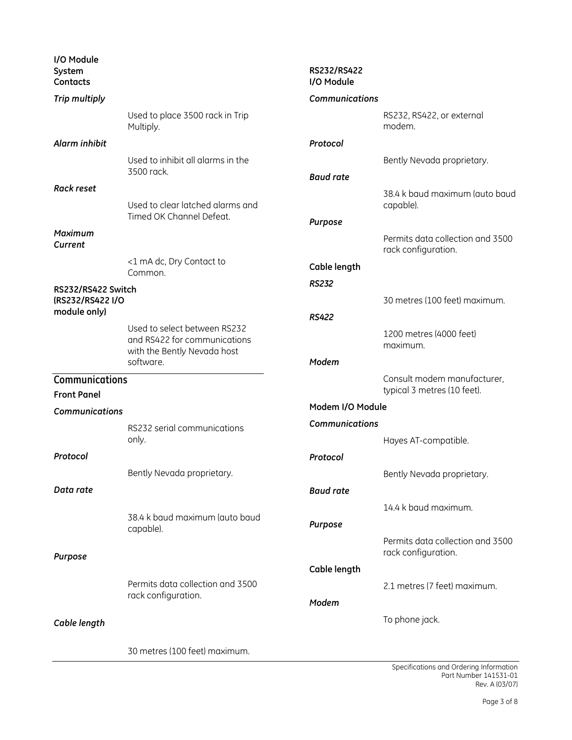**I/O Module System Contacts**

*Trip multiply*

Used to place 3500 rack in Trip Multiply.

*Alarm inhibit*

Used to inhibit all alarms in the 3500 rack.

*Rack reset*

Used to clear latched alarms and Timed OK Channel Defeat.

*Maximum Current*

<1 mA dc, Dry Contact to Common.

**RS232/RS422 Switch (RS232/RS422 I/O module only)**

Used to select between RS232 and RS422 for communications with the Bently Nevada host software.

## Communications

**Front Panel**

*Communications*

RS232 serial communications only.

*Protocol*

Bently Nevada proprietary.

*Data rate*

38.4 k baud maximum (auto baud capable).

*Purpose*

Permits data collection and 3500 rack configuration.

*Cable length*

30 metres (100 feet) maximum.

**RS232/RS422 I/O Module**

*Communications*

RS232, RS422, or external modem.

*Protocol*

Bently Nevada proprietary.

*Baud rate*

38.4 k baud maximum (auto baud capable).

*Purpose*

Permits data collection and 3500 rack configuration.

**Cable length**

*RS232*

30 metres (100 feet) maximum.

*RS422*

1200 metres (4000 feet) maximum.

*Modem*

Consult modem manufacturer, typical 3 metres (10 feet).

**Modem I/O Module**

*Communications*

Hayes AT-compatible.

*Protocol*

Bently Nevada proprietary.

*Baud rate*

14.4 k baud maximum.

*Purpose*

Permits data collection and 3500 rack configuration.

**Cable length**

2.1 metres (7 feet) maximum.

*Modem*

To phone jack.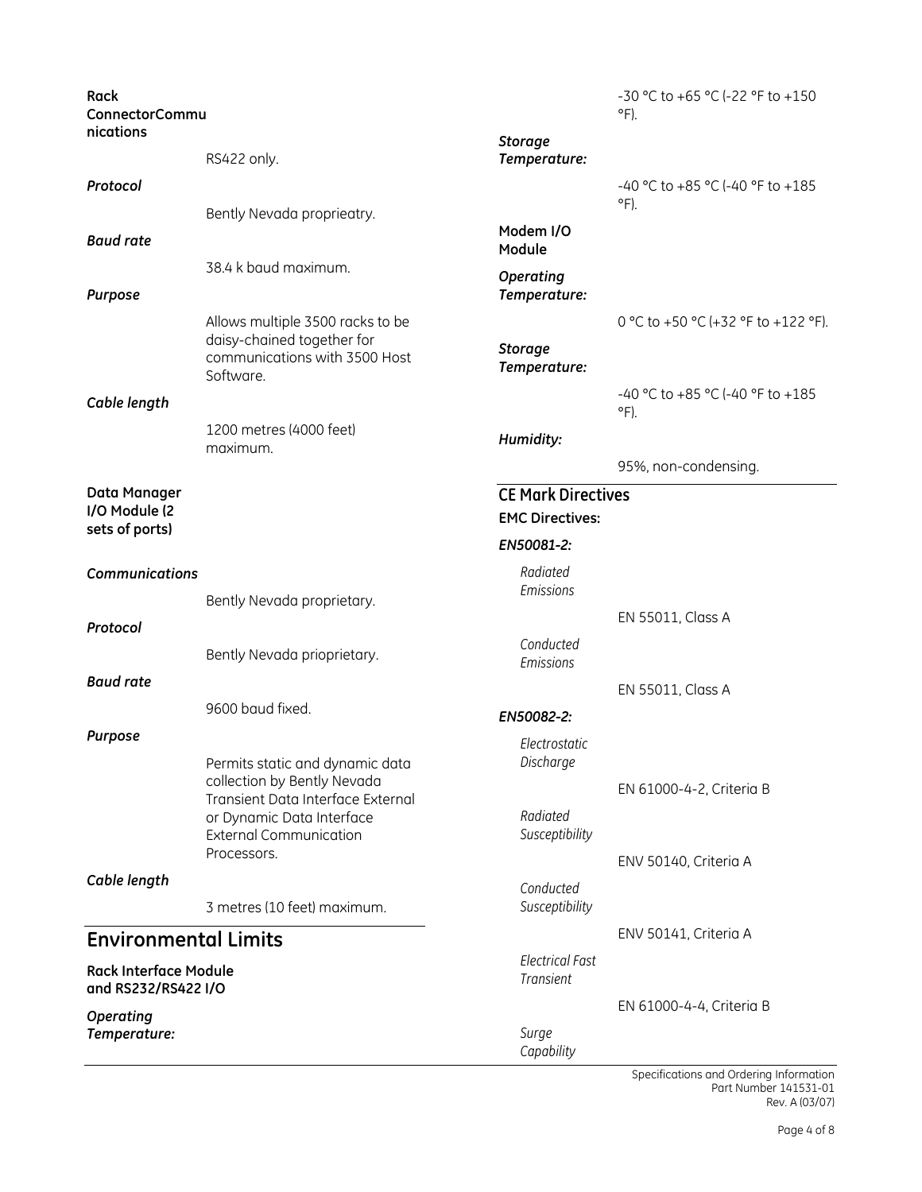**Rack ConnectorCommunications**

RS422 only.

***Protocol***

Bently Nevada proprieatry.

***Baud rate***

38.4 k baud maximum.

***Purpose***

Allows multiple 3500 racks to be daisy-chained together for communications with 3500 Host Software.

***Cable length***

1200 metres (4000 feet) maximum.

**Data Manager I/O Module (2 sets of ports)**

***Communications***

Bently Nevada proprietary.

***Protocol***

Bently Nevada prioprietary.

***Baud rate***

9600 baud fixed.

***Purpose***

Permits static and dynamic data collection by Bently Nevada Transient Data Interface External or Dynamic Data Interface External Communication Processors.

***Cable length***

3 metres (10 feet) maximum.

## Environmental Limits

**Rack Interface Module and RS232/RS422 I/O**

***Operating Temperature:***

-30 °C to +65 °C (-22 °F to +150 °F).

***Storage Temperature:***

-40 °C to +85 °C (-40 °F to +185 °F).

**Modem I/O Module**

***Operating Temperature:***

0 °C to +50 °C (+32 °F to +122 °F).

***Storage Temperature:***

-40 °C to +85 °C (-40 °F to +185 °F).

***Humidity:***

95%, non-condensing.

## CE Mark Directives

**EMC Directives:**

***EN50081-2:***

*Radiated Emissions*

EN 55011, Class A

*Conducted Emissions*

EN 55011, Class A

***EN50082-2:***

*Electrostatic Discharge*

EN 61000-4-2, Criteria B

*Radiated Susceptibility*

ENV 50140, Criteria A

*Conducted Susceptibility*

ENV 50141, Criteria A

*Electrical Fast Transient*

EN 61000-4-4, Criteria B

*Surge Capability*

Specifications and Ordering Information
Part Number 141531-01
Rev. A (03/07)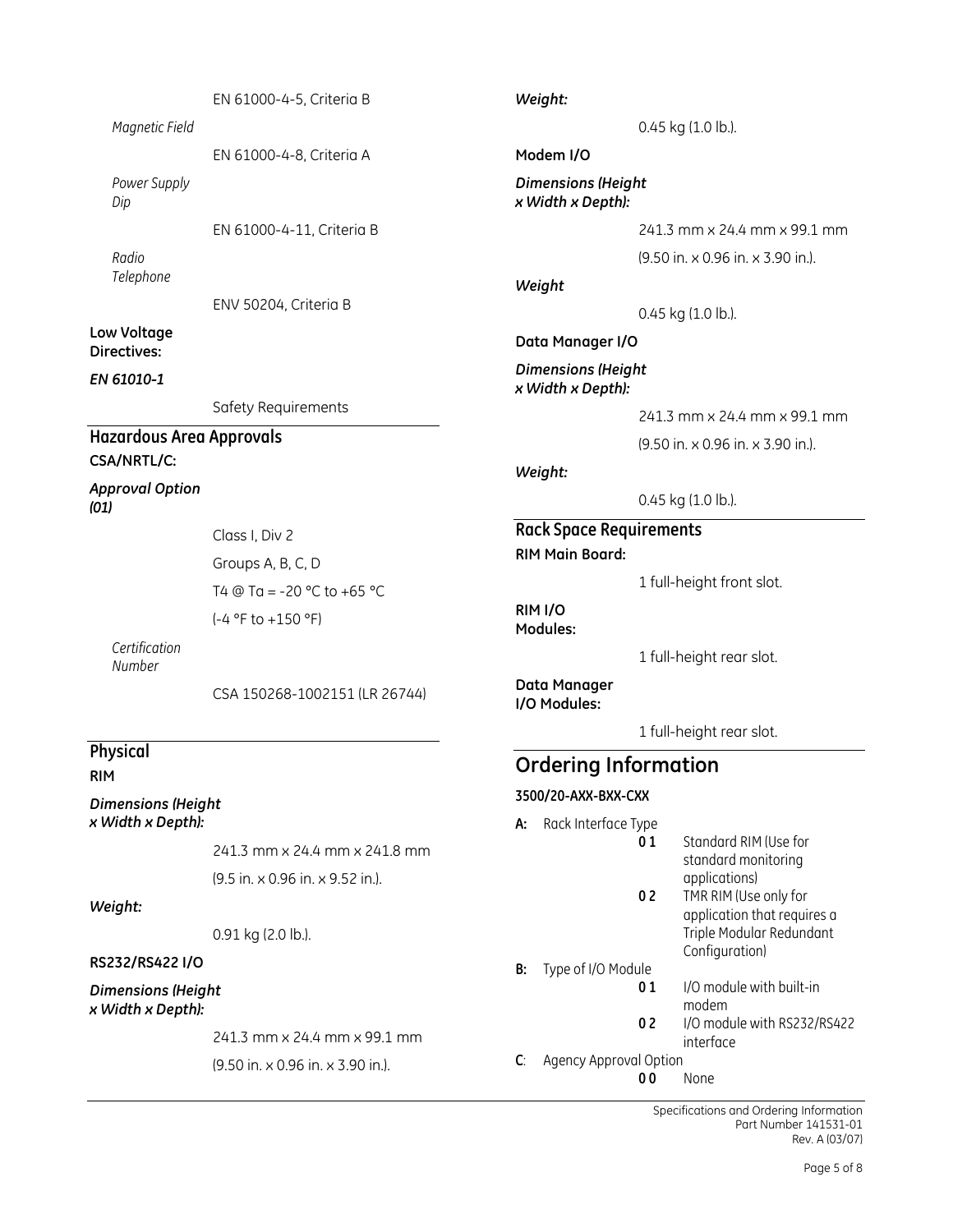EN 61000-4-5, Criteria B

*Magnetic Field*

EN 61000-4-8, Criteria A

*Power Supply Dip*

EN 61000-4-11, Criteria B

*Radio Telephone*

ENV 50204, Criteria B

**Low Voltage Directives:**

***EN 61010-1***

Safety Requirements

## Hazardous Area Approvals

**CSA/NRTL/C:**

***Approval Option (01)***

Class I, Div 2

Groups A, B, C, D

T4 @ Ta = -20 °C to +65 °C

(-4 °F to +150 °F)

*Certification Number*

CSA 150268-1002151 (LR 26744)

## Physical

**RIM**

***Dimensions (Height x Width x Depth):***

241.3 mm x 24.4 mm x 241.8 mm

(9.5 in. x 0.96 in. x 9.52 in.).

***Weight:***

0.91 kg (2.0 lb.).

**RS232/RS422 I/O**

***Dimensions (Height x Width x Depth):***

241.3 mm x 24.4 mm x 99.1 mm

(9.50 in. x 0.96 in. x 3.90 in.).

***Weight:***

0.45 kg (1.0 lb.).

**Modem I/O**

***Dimensions (Height x Width x Depth):***

241.3 mm x 24.4 mm x 99.1 mm

(9.50 in. x 0.96 in. x 3.90 in.).

***Weight***

0.45 kg (1.0 lb.).

**Data Manager I/O**

***Dimensions (Height x Width x Depth):***

241.3 mm x 24.4 mm x 99.1 mm

(9.50 in. x 0.96 in. x 3.90 in.).

***Weight:***

0.45 kg (1.0 lb.).

## Rack Space Requirements

**RIM Main Board:**

1 full-height front slot.

**RIM I/O Modules:**

1 full-height rear slot.

**Data Manager I/O Modules:**

1 full-height rear slot.

# Ordering Information

**3500/20-AXX-BXX-CXX**

**A:** Rack Interface Type

- **01** Standard RIM (Use for standard monitoring applications)
- **02** TMR RIM (Use only for application that requires a Triple Modular Redundant Configuration)

**B:** Type of I/O Module

- **01** I/O module with built-in modem
- **02** I/O module with RS232/RS422 interface

**C**: Agency Approval Option

- **00** None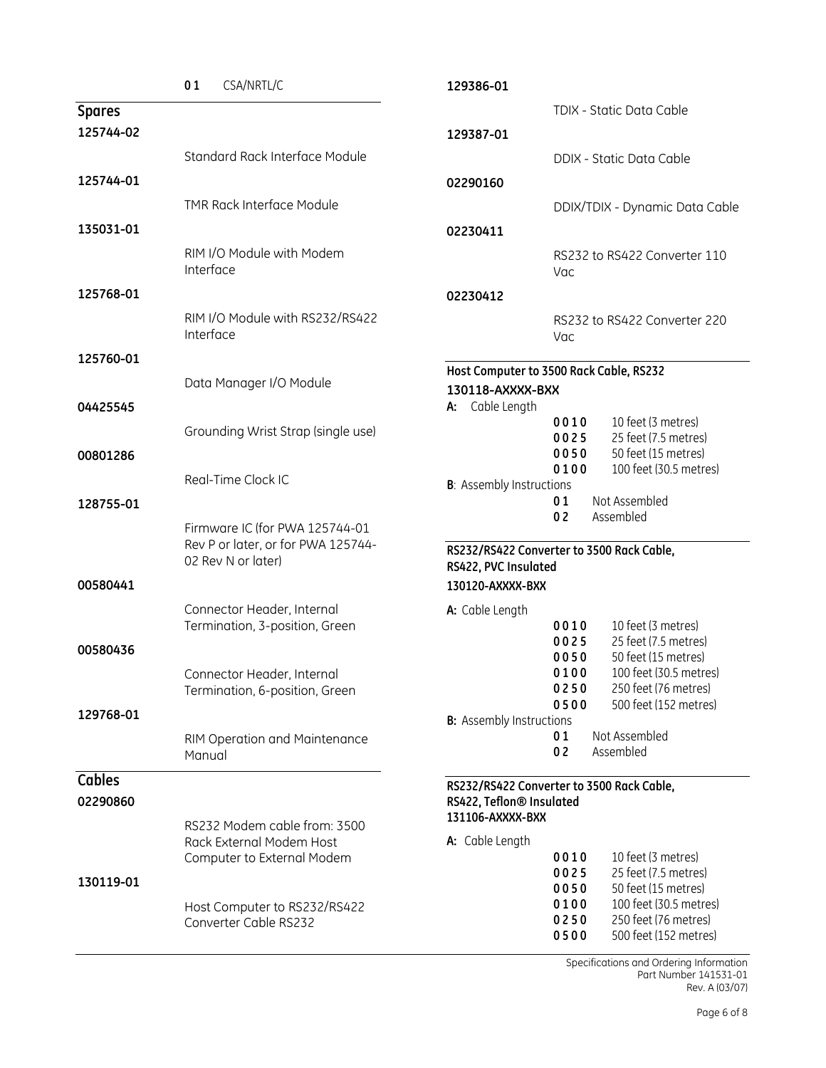**0 1** CSA/NRTL/C

## Spares

| Part Number | Description |
|---|---|
| **125744-02** | Standard Rack Interface Module |
| **125744-01** | TMR Rack Interface Module |
| **135031-01** | RIM I/O Module with Modem Interface |
| **125768-01** | RIM I/O Module with RS232/RS422 Interface |
| **125760-01** | Data Manager I/O Module |
| **04425545** | Grounding Wrist Strap (single use) |
| **00801286** | Real-Time Clock IC |
| **128755-01** | Firmware IC (for PWA 125744-01 Rev P or later, or for PWA 125744-02 Rev N or later) |
| **00580441** | Connector Header, Internal Termination, 3-position, Green |
| **00580436** | Connector Header, Internal Termination, 6-position, Green |
| **129768-01** | RIM Operation and Maintenance Manual |

## Cables

| Part Number | Description |
|---|---|
| **02290860** | RS232 Modem cable from: 3500 Rack External Modem Host Computer to External Modem |
| **130119-01** | Host Computer to RS232/RS422 Converter Cable RS232 |
| **129386-01** | TDIX - Static Data Cable |
| **129387-01** | DDIX - Static Data Cable |
| **02290160** | DDIX/TDIX - Dynamic Data Cable |
| **02230411** | RS232 to RS422 Converter 110 Vac |
| **02230412** | RS232 to RS422 Converter 220 Vac |

**Host Computer to 3500 Rack Cable, RS232**

**130118-AXXXX-BXX**

**A:** Cable Length

| | |
|---|---|
| **0010** | 10 feet (3 metres) |
| **0025** | 25 feet (7.5 metres) |
| **0050** | 50 feet (15 metres) |
| **0100** | 100 feet (30.5 metres) |

**B**: Assembly Instructions

| | |
|---|---|
| **01** | Not Assembled |
| **02** | Assembled |

**RS232/RS422 Converter to 3500 Rack Cable, RS422, PVC Insulated**

**130120-AXXXX-BXX**

**A:** Cable Length

| | |
|---|---|
| **0010** | 10 feet (3 metres) |
| **0025** | 25 feet (7.5 metres) |
| **0050** | 50 feet (15 metres) |
| **0100** | 100 feet (30.5 metres) |
| **0250** | 250 feet (76 metres) |
| **0500** | 500 feet (152 metres) |

**B:** Assembly Instructions

| | |
|---|---|
| **01** | Not Assembled |
| **02** | Assembled |

**RS232/RS422 Converter to 3500 Rack Cable, RS422, Teflon® Insulated**

**131106-AXXXX-BXX**

**A:** Cable Length

| | |
|---|---|
| **0010** | 10 feet (3 metres) |
| **0025** | 25 feet (7.5 metres) |
| **0050** | 50 feet (15 metres) |
| **0100** | 100 feet (30.5 metres) |
| **0250** | 250 feet (76 metres) |
| **0500** | 500 feet (152 metres) |

Specifications and Ordering Information
Part Number 141531-01
Rev. A (03/07)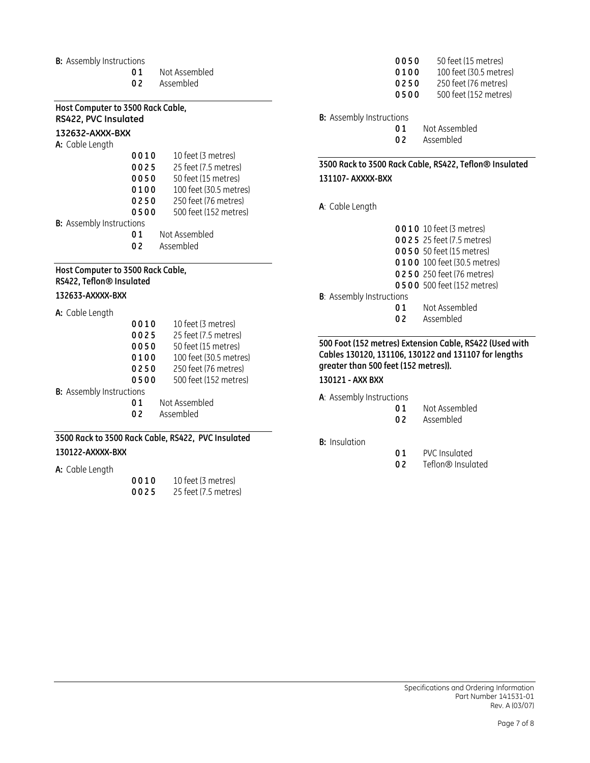**B:** Assembly Instructions

| | |
|---|---|
| **01** | Not Assembled |
| **02** | Assembled |

**Host Computer to 3500 Rack Cable, RS422, PVC Insulated**

**132632-AXXX-BXX**

**A:** Cable Length

| | |
|---|---|
| **0010** | 10 feet (3 metres) |
| **0025** | 25 feet (7.5 metres) |
| **0050** | 50 feet (15 metres) |
| **0100** | 100 feet (30.5 metres) |
| **0250** | 250 feet (76 metres) |
| **0500** | 500 feet (152 metres) |

**B:** Assembly Instructions

| | |
|---|---|
| **01** | Not Assembled |
| **02** | Assembled |

**Host Computer to 3500 Rack Cable, RS422, Teflon® Insulated**

**132633-AXXXX-BXX**

**A:** Cable Length

| | |
|---|---|
| **0010** | 10 feet (3 metres) |
| **0025** | 25 feet (7.5 metres) |
| **0050** | 50 feet (15 metres) |
| **0100** | 100 feet (30.5 metres) |
| **0250** | 250 feet (76 metres) |
| **0500** | 500 feet (152 metres) |

**B:** Assembly Instructions

| | |
|---|---|
| **01** | Not Assembled |
| **02** | Assembled |

**3500 Rack to 3500 Rack Cable, RS422, PVC Insulated**

**130122-AXXXX-BXX**

**A:** Cable Length

| | |
|---|---|
| **0010** | 10 feet (3 metres) |
| **0025** | 25 feet (7.5 metres) |
| **0050** | 50 feet (15 metres) |
| **0100** | 100 feet (30.5 metres) |
| **0250** | 250 feet (76 metres) |
| **0500** | 500 feet (152 metres) |

**B:** Assembly Instructions

| | |
|---|---|
| **01** | Not Assembled |
| **02** | Assembled |

**3500 Rack to 3500 Rack Cable, RS422, Teflon® Insulated**

**131107- AXXXX-BXX**

**A**: Cable Length

| | |
|---|---|
| **0010** | 10 feet (3 metres) |
| **0025** | 25 feet (7.5 metres) |
| **0050** | 50 feet (15 metres) |
| **0100** | 100 feet (30.5 metres) |
| **0250** | 250 feet (76 metres) |
| **0500** | 500 feet (152 metres) |

**B**: Assembly Instructions

| | |
|---|---|
| **01** | Not Assembled |
| **02** | Assembled |

**500 Foot (152 metres) Extension Cable, RS422 (Used with Cables 130120, 131106, 130122 and 131107 for lengths greater than 500 feet (152 metres)).**

**130121 - AXX BXX**

**A**: Assembly Instructions

| | |
|---|---|
| **01** | Not Assembled |
| **02** | Assembled |

**B:** Insulation

| | |
|---|---|
| **01** | PVC Insulated |
| **02** | Teflon® Insulated |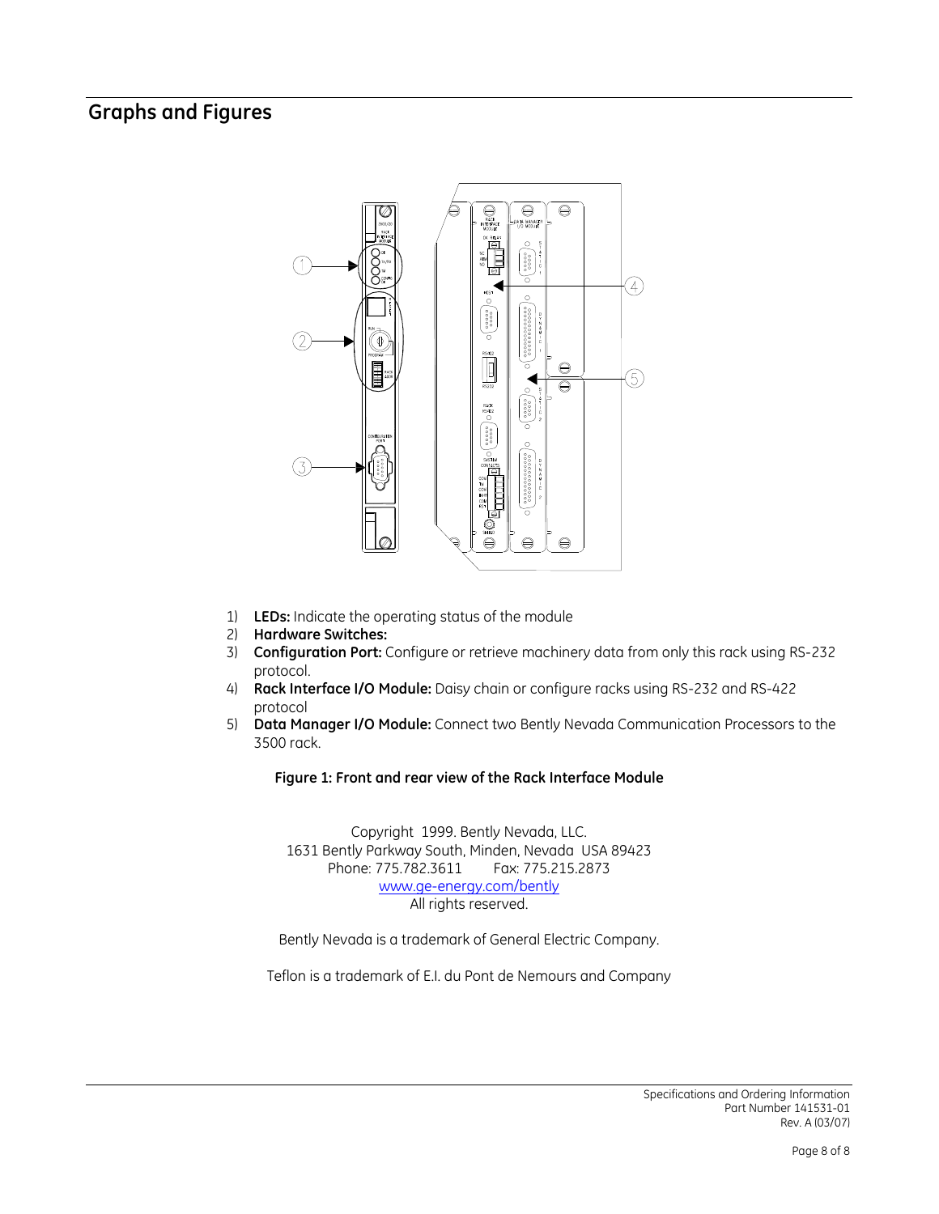## Graphs and Figures

1) **LEDs:** Indicate the operating status of the module
2) **Hardware Switches:**
3) **Configuration Port:** Configure or retrieve machinery data from only this rack using RS-232 protocol.
4) **Rack Interface I/O Module:** Daisy chain or configure racks using RS-232 and RS-422 protocol
5) **Data Manager I/O Module:** Connect two Bently Nevada Communication Processors to the 3500 rack.

**Figure 1: Front and rear view of the Rack Interface Module**

Copyright 1999. Bently Nevada, LLC.
1631 Bently Parkway South, Minden, Nevada USA 89423
Phone: 775.782.3611 Fax: 775.215.2873
www.ge-energy.com/bently
All rights reserved.

Bently Nevada is a trademark of General Electric Company.

Teflon is a trademark of E.I. du Pont de Nemours and Company

Specifications and Ordering Information
Part Number 141531-01
Rev. A (03/07)